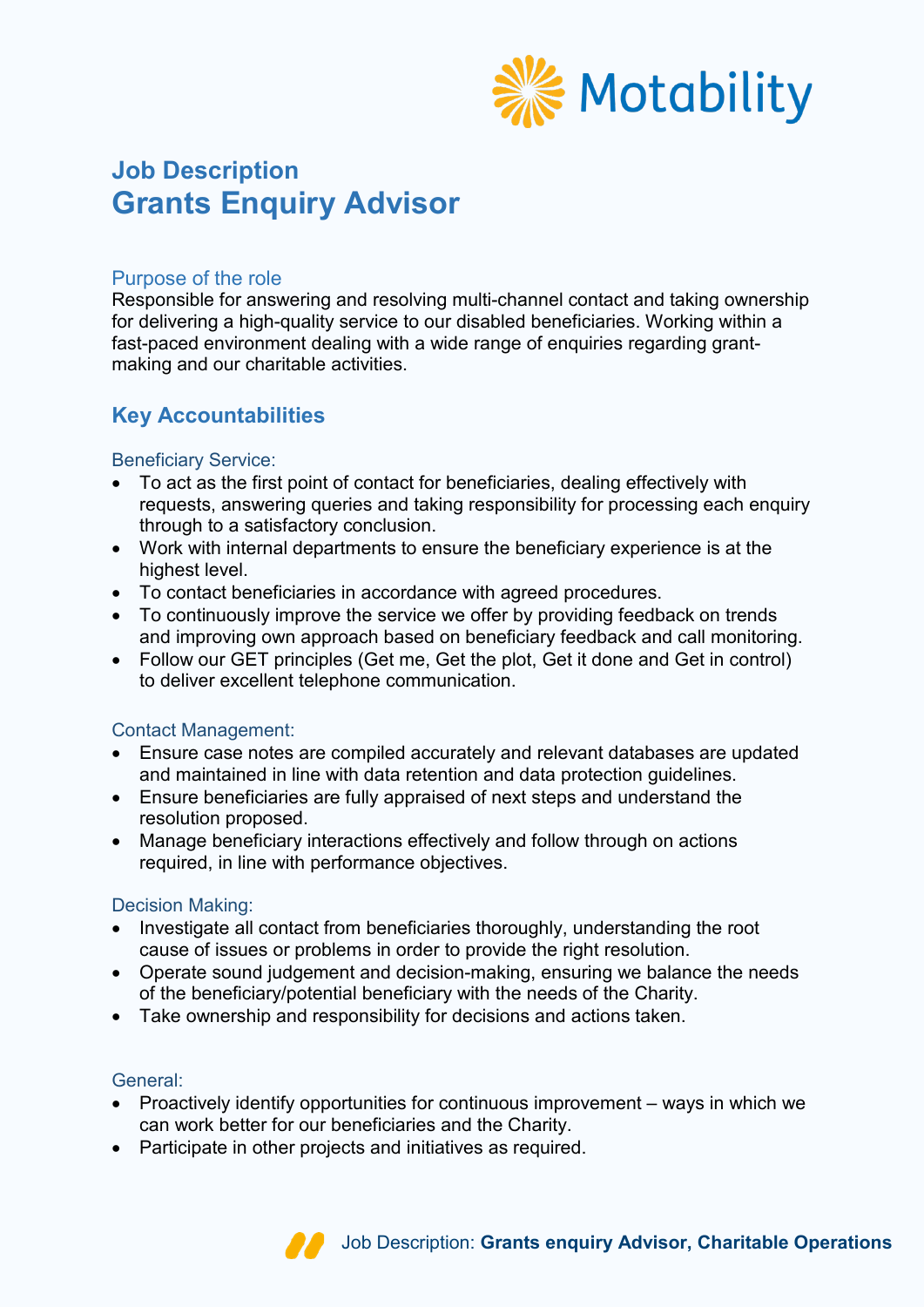# Job Description

# Grants Enquiry Advisor

## Purpose of the role

Responsible for answering and resolving multi-channel contact and taking ownership for delivering a high-quality service to our disabled beneficiaries. Working within a fast-paced environment dealing with a wide range of enquiries regarding grant-making and our charitable activities.

## Key Accountabilities

### Beneficiary Service:

- To act as the first point of contact for beneficiaries, dealing effectively with requests, answering queries and taking responsibility for processing each enquiry through to a satisfactory conclusion.
- Work with internal departments to ensure the beneficiary experience is at the highest level.
- To contact beneficiaries in accordance with agreed procedures.
- To continuously improve the service we offer by providing feedback on trends and improving own approach based on beneficiary feedback and call monitoring.
- Follow our GET principles (Get me, Get the plot, Get it done and Get in control) to deliver excellent telephone communication.

### Contact Management:

- Ensure case notes are compiled accurately and relevant databases are updated and maintained in line with data retention and data protection guidelines.
- Ensure beneficiaries are fully appraised of next steps and understand the resolution proposed.
- Manage beneficiary interactions effectively and follow through on actions required, in line with performance objectives.

### Decision Making:

- Investigate all contact from beneficiaries thoroughly, understanding the root cause of issues or problems in order to provide the right resolution.
- Operate sound judgement and decision-making, ensuring we balance the needs of the beneficiary/potential beneficiary with the needs of the Charity.
- Take ownership and responsibility for decisions and actions taken.

### General:

- Proactively identify opportunities for continuous improvement – ways in which we can work better for our beneficiaries and the Charity.
- Participate in other projects and initiatives as required.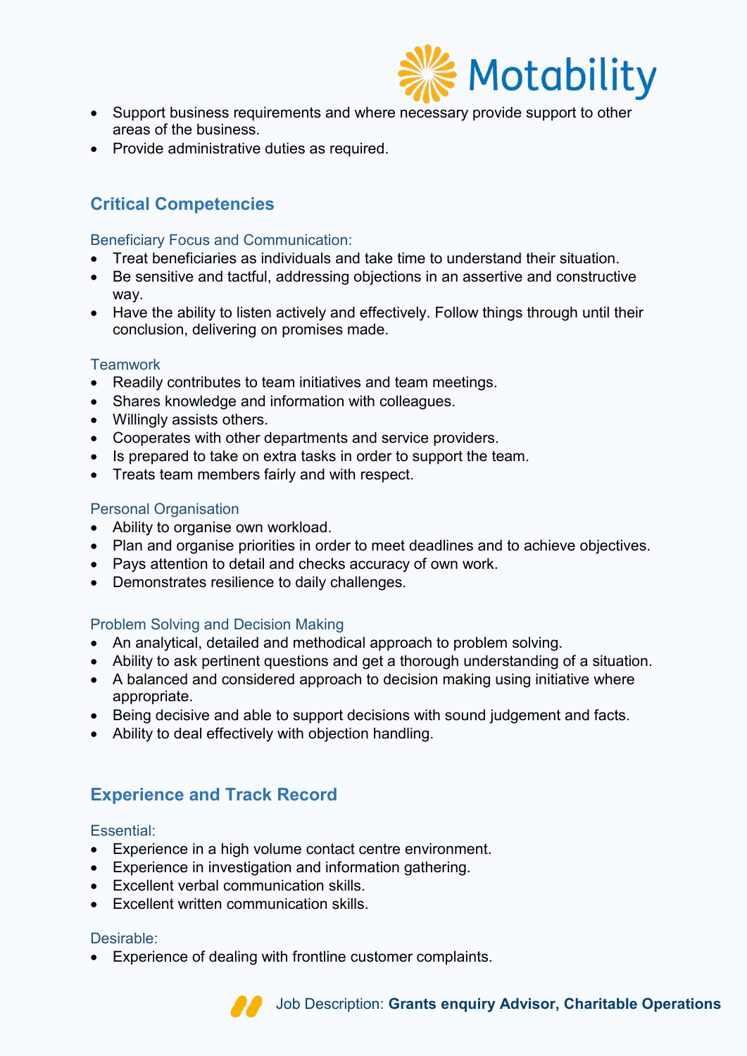- Support business requirements and where necessary provide support to other areas of the business.
- Provide administrative duties as required.

## Critical Competencies

### Beneficiary Focus and Communication:

- Treat beneficiaries as individuals and take time to understand their situation.
- Be sensitive and tactful, addressing objections in an assertive and constructive way.
- Have the ability to listen actively and effectively. Follow things through until their conclusion, delivering on promises made.

### Teamwork

- Readily contributes to team initiatives and team meetings.
- Shares knowledge and information with colleagues.
- Willingly assists others.
- Cooperates with other departments and service providers.
- Is prepared to take on extra tasks in order to support the team.
- Treats team members fairly and with respect.

### Personal Organisation

- Ability to organise own workload.
- Plan and organise priorities in order to meet deadlines and to achieve objectives.
- Pays attention to detail and checks accuracy of own work.
- Demonstrates resilience to daily challenges.

### Problem Solving and Decision Making

- An analytical, detailed and methodical approach to problem solving.
- Ability to ask pertinent questions and get a thorough understanding of a situation.
- A balanced and considered approach to decision making using initiative where appropriate.
- Being decisive and able to support decisions with sound judgement and facts.
- Ability to deal effectively with objection handling.

## Experience and Track Record

### Essential:

- Experience in a high volume contact centre environment.
- Experience in investigation and information gathering.
- Excellent verbal communication skills.
- Excellent written communication skills.

### Desirable:

- Experience of dealing with frontline customer complaints.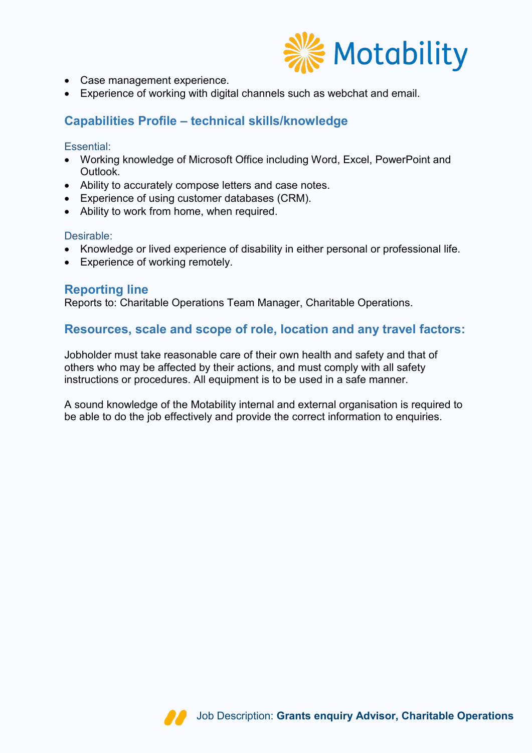- Case management experience.
- Experience of working with digital channels such as webchat and email.

## Capabilities Profile – technical skills/knowledge

Essential:

- Working knowledge of Microsoft Office including Word, Excel, PowerPoint and Outlook.
- Ability to accurately compose letters and case notes.
- Experience of using customer databases (CRM).
- Ability to work from home, when required.

Desirable:

- Knowledge or lived experience of disability in either personal or professional life.
- Experience of working remotely.

## Reporting line

Reports to: Charitable Operations Team Manager, Charitable Operations.

## Resources, scale and scope of role, location and any travel factors:

Jobholder must take reasonable care of their own health and safety and that of others who may be affected by their actions, and must comply with all safety instructions or procedures. All equipment is to be used in a safe manner.

A sound knowledge of the Motability internal and external organisation is required to be able to do the job effectively and provide the correct information to enquiries.